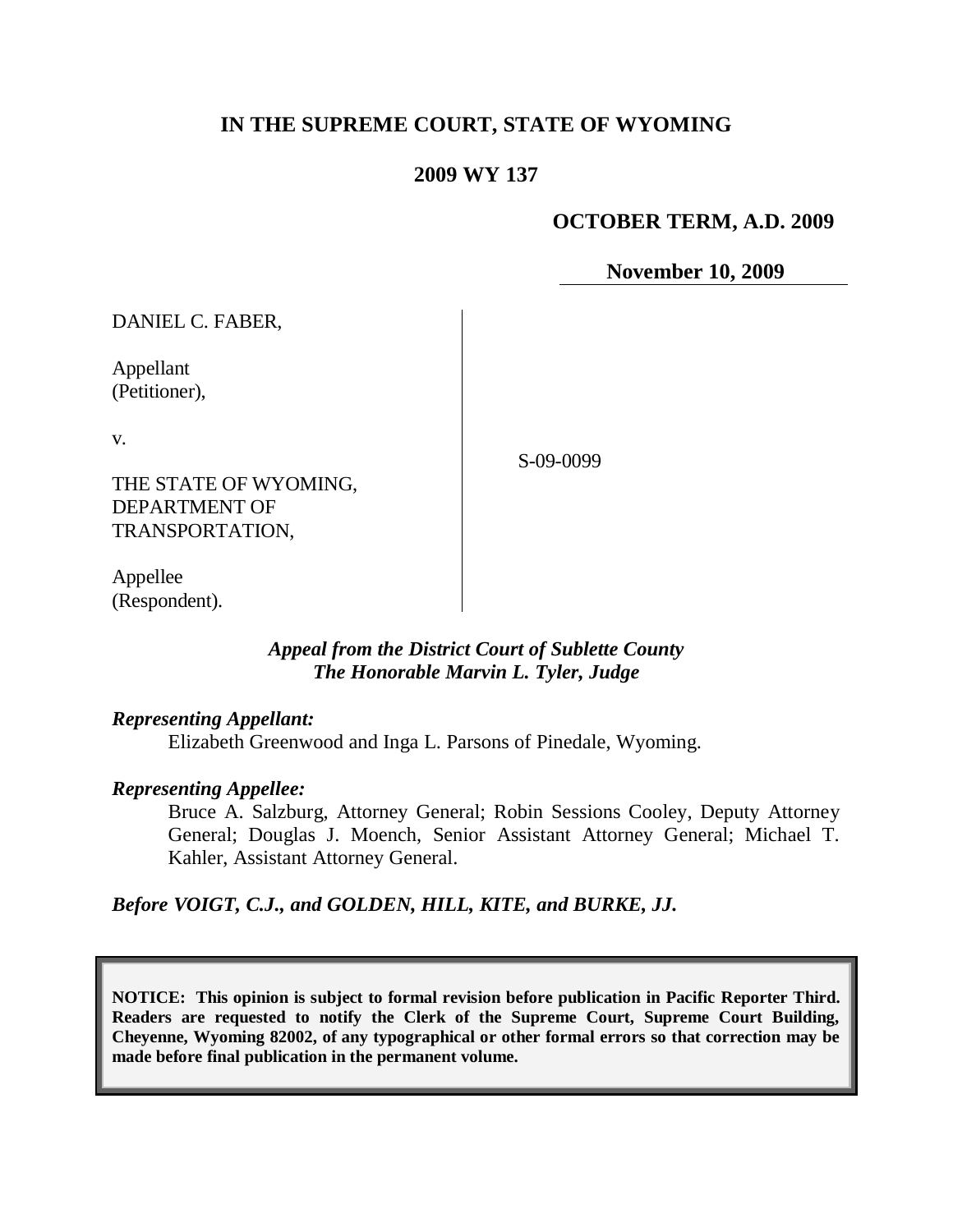# IN THE SUPREME COURT, STATE OF WYOMING

## 2009 WY 137

**OCTOBER TERM, A.D. 2009**

**November 10, 2009**

| | |
|---|---|
| DANIEL C. FABER,<br><br>Appellant<br>(Petitioner),<br><br>v.<br><br>THE STATE OF WYOMING, DEPARTMENT OF TRANSPORTATION,<br><br>Appellee<br>(Respondent). | S-09-0099 |

***Appeal from the District Court of Sublette County***
***The Honorable Marvin L. Tyler, Judge***

***Representing Appellant:***

Elizabeth Greenwood and Inga L. Parsons of Pinedale, Wyoming.

***Representing Appellee:***

Bruce A. Salzburg, Attorney General; Robin Sessions Cooley, Deputy Attorney General; Douglas J. Moench, Senior Assistant Attorney General; Michael T. Kahler, Assistant Attorney General.

***Before VOIGT, C.J., and GOLDEN, HILL, KITE, and BURKE, JJ.***

**NOTICE: This opinion is subject to formal revision before publication in Pacific Reporter Third. Readers are requested to notify the Clerk of the Supreme Court, Supreme Court Building, Cheyenne, Wyoming 82002, of any typographical or other formal errors so that correction may be made before final publication in the permanent volume.**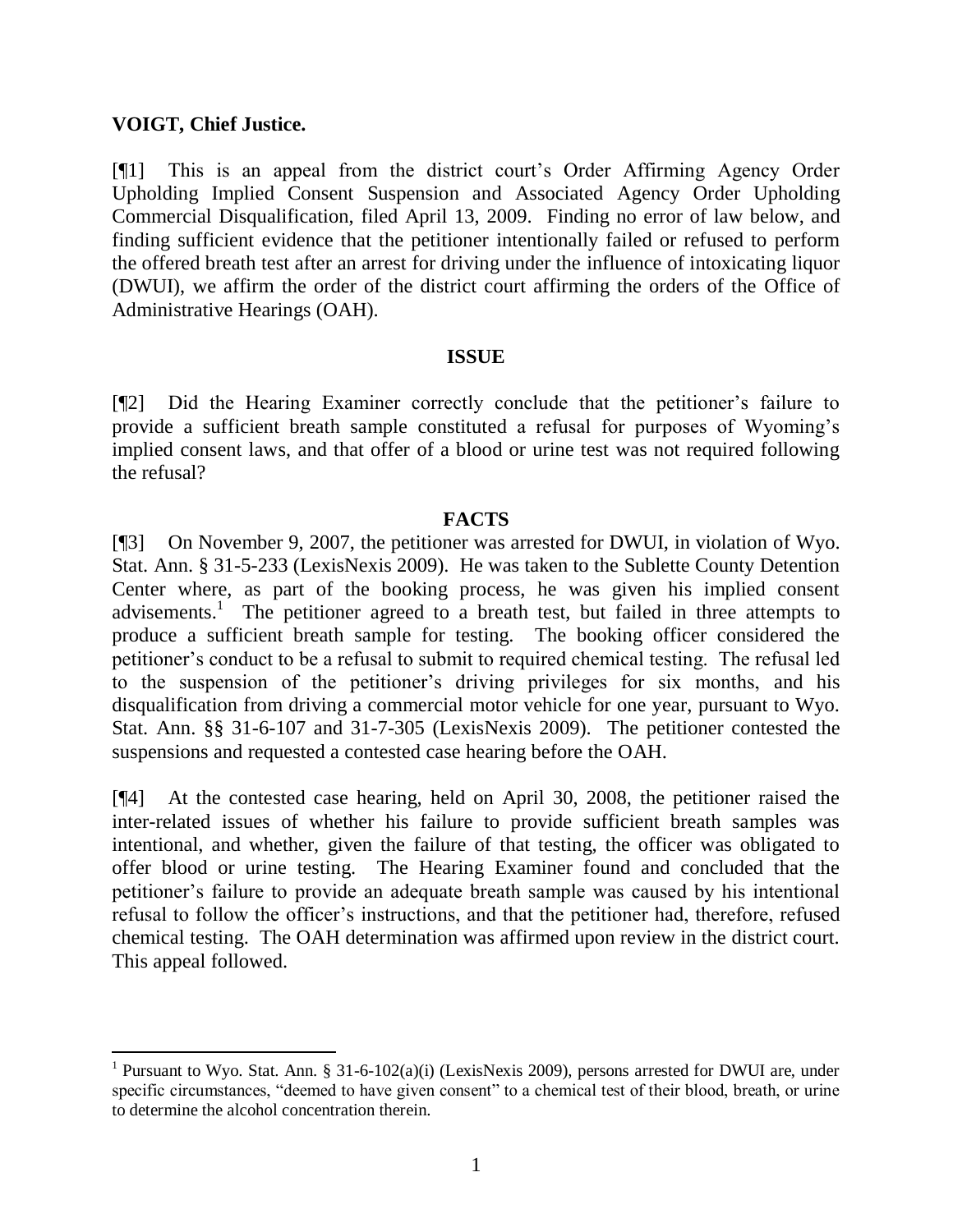**VOIGT, Chief Justice.**

[¶1] This is an appeal from the district court's Order Affirming Agency Order Upholding Implied Consent Suspension and Associated Agency Order Upholding Commercial Disqualification, filed April 13, 2009. Finding no error of law below, and finding sufficient evidence that the petitioner intentionally failed or refused to perform the offered breath test after an arrest for driving under the influence of intoxicating liquor (DWUI), we affirm the order of the district court affirming the orders of the Office of Administrative Hearings (OAH).

## ISSUE

[¶2] Did the Hearing Examiner correctly conclude that the petitioner's failure to provide a sufficient breath sample constituted a refusal for purposes of Wyoming's implied consent laws, and that offer of a blood or urine test was not required following the refusal?

## FACTS

[¶3] On November 9, 2007, the petitioner was arrested for DWUI, in violation of Wyo. Stat. Ann. § 31-5-233 (LexisNexis 2009). He was taken to the Sublette County Detention Center where, as part of the booking process, he was given his implied consent advisements.[1] The petitioner agreed to a breath test, but failed in three attempts to produce a sufficient breath sample for testing. The booking officer considered the petitioner's conduct to be a refusal to submit to required chemical testing. The refusal led to the suspension of the petitioner's driving privileges for six months, and his disqualification from driving a commercial motor vehicle for one year, pursuant to Wyo. Stat. Ann. §§ 31-6-107 and 31-7-305 (LexisNexis 2009). The petitioner contested the suspensions and requested a contested case hearing before the OAH.

[¶4] At the contested case hearing, held on April 30, 2008, the petitioner raised the inter-related issues of whether his failure to provide sufficient breath samples was intentional, and whether, given the failure of that testing, the officer was obligated to offer blood or urine testing. The Hearing Examiner found and concluded that the petitioner's failure to provide an adequate breath sample was caused by his intentional refusal to follow the officer's instructions, and that the petitioner had, therefore, refused chemical testing. The OAH determination was affirmed upon review in the district court. This appeal followed.

[1] Pursuant to Wyo. Stat. Ann. § 31-6-102(a)(i) (LexisNexis 2009), persons arrested for DWUI are, under specific circumstances, "deemed to have given consent" to a chemical test of their blood, breath, or urine to determine the alcohol concentration therein.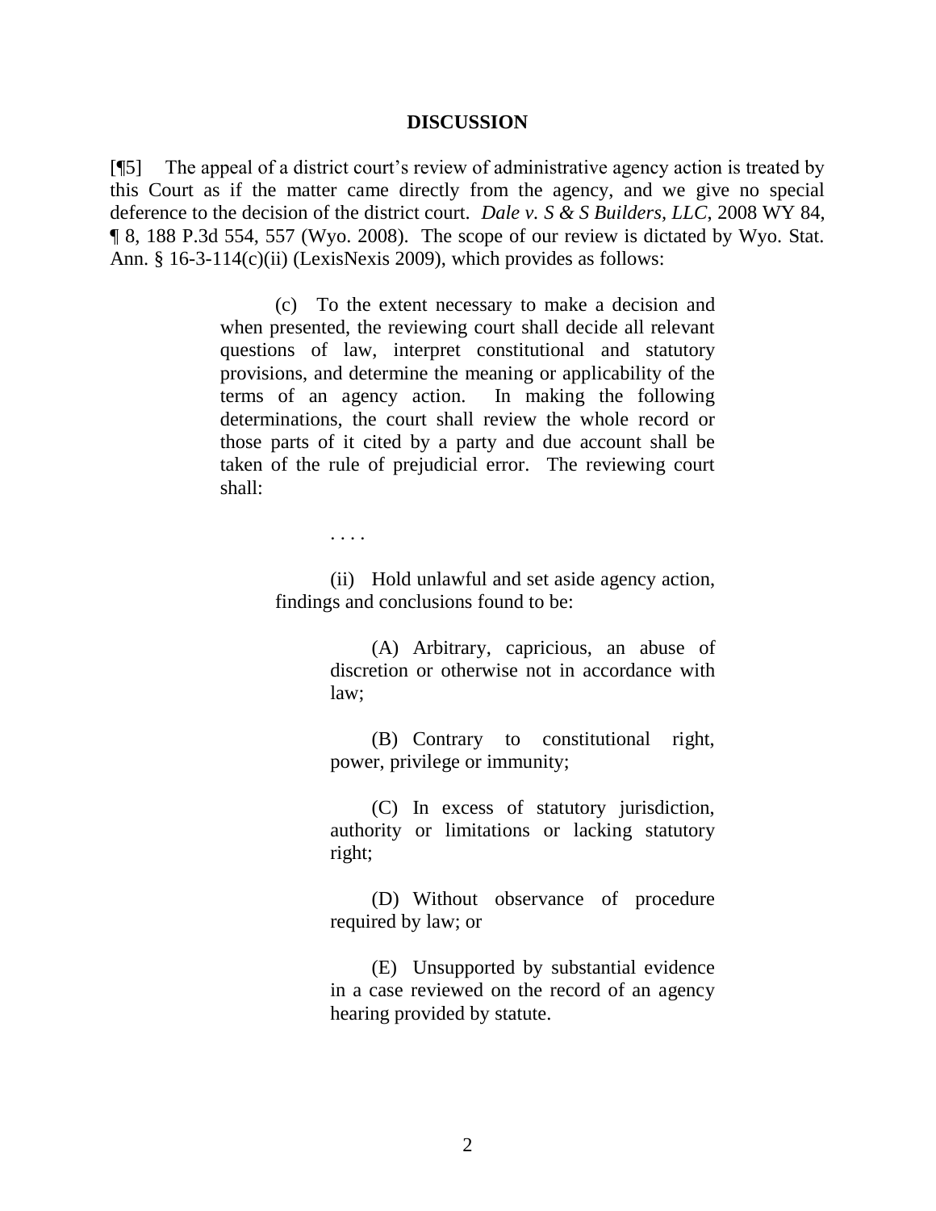## DISCUSSION

[¶5] The appeal of a district court's review of administrative agency action is treated by this Court as if the matter came directly from the agency, and we give no special deference to the decision of the district court. *Dale v. S & S Builders, LLC*, 2008 WY 84, ¶ 8, 188 P.3d 554, 557 (Wyo. 2008). The scope of our review is dictated by Wyo. Stat. Ann. § 16-3-114(c)(ii) (LexisNexis 2009), which provides as follows:

> (c) To the extent necessary to make a decision and when presented, the reviewing court shall decide all relevant questions of law, interpret constitutional and statutory provisions, and determine the meaning or applicability of the terms of an agency action. In making the following determinations, the court shall review the whole record or those parts of it cited by a party and due account shall be taken of the rule of prejudicial error. The reviewing court shall:
>
> . . . .
>
> (ii) Hold unlawful and set aside agency action, findings and conclusions found to be:
>
> (A) Arbitrary, capricious, an abuse of discretion or otherwise not in accordance with law;
>
> (B) Contrary to constitutional right, power, privilege or immunity;
>
> (C) In excess of statutory jurisdiction, authority or limitations or lacking statutory right;
>
> (D) Without observance of procedure required by law; or
>
> (E) Unsupported by substantial evidence in a case reviewed on the record of an agency hearing provided by statute.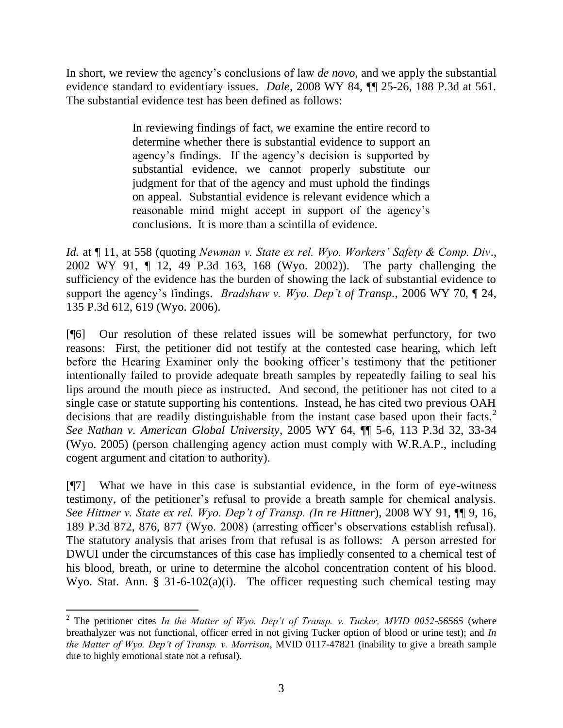In short, we review the agency's conclusions of law *de novo*, and we apply the substantial evidence standard to evidentiary issues. *Dale*, 2008 WY 84, ¶¶ 25-26, 188 P.3d at 561. The substantial evidence test has been defined as follows:

> In reviewing findings of fact, we examine the entire record to determine whether there is substantial evidence to support an agency's findings. If the agency's decision is supported by substantial evidence, we cannot properly substitute our judgment for that of the agency and must uphold the findings on appeal. Substantial evidence is relevant evidence which a reasonable mind might accept in support of the agency's conclusions. It is more than a scintilla of evidence.

*Id.* at ¶ 11, at 558 (quoting *Newman v. State ex rel. Wyo. Workers' Safety & Comp. Div*., 2002 WY 91, ¶ 12, 49 P.3d 163, 168 (Wyo. 2002)). The party challenging the sufficiency of the evidence has the burden of showing the lack of substantial evidence to support the agency's findings. *Bradshaw v. Wyo. Dep't of Transp.*, 2006 WY 70, ¶ 24, 135 P.3d 612, 619 (Wyo. 2006).

[¶6] Our resolution of these related issues will be somewhat perfunctory, for two reasons: First, the petitioner did not testify at the contested case hearing, which left before the Hearing Examiner only the booking officer's testimony that the petitioner intentionally failed to provide adequate breath samples by repeatedly failing to seal his lips around the mouth piece as instructed. And second, the petitioner has not cited to a single case or statute supporting his contentions. Instead, he has cited two previous OAH decisions that are readily distinguishable from the instant case based upon their facts.[2] *See Nathan v. American Global University*, 2005 WY 64, ¶¶ 5-6, 113 P.3d 32, 33-34 (Wyo. 2005) (person challenging agency action must comply with W.R.A.P., including cogent argument and citation to authority).

[¶7] What we have in this case is substantial evidence, in the form of eye-witness testimony, of the petitioner's refusal to provide a breath sample for chemical analysis. *See Hittner v. State ex rel. Wyo. Dep't of Transp. (In re Hittner*), 2008 WY 91, ¶¶ 9, 16, 189 P.3d 872, 876, 877 (Wyo. 2008) (arresting officer's observations establish refusal). The statutory analysis that arises from that refusal is as follows: A person arrested for DWUI under the circumstances of this case has impliedly consented to a chemical test of his blood, breath, or urine to determine the alcohol concentration content of his blood. Wyo. Stat. Ann. § 31-6-102(a)(i). The officer requesting such chemical testing may

---

[2] The petitioner cites *In the Matter of Wyo. Dep't of Transp. v. Tucker, MVID 0052-56565* (where breathalyzer was not functional, officer erred in not giving Tucker option of blood or urine test); and *In the Matter of Wyo. Dep't of Transp. v. Morrison*, MVID 0117-47821 (inability to give a breath sample due to highly emotional state not a refusal).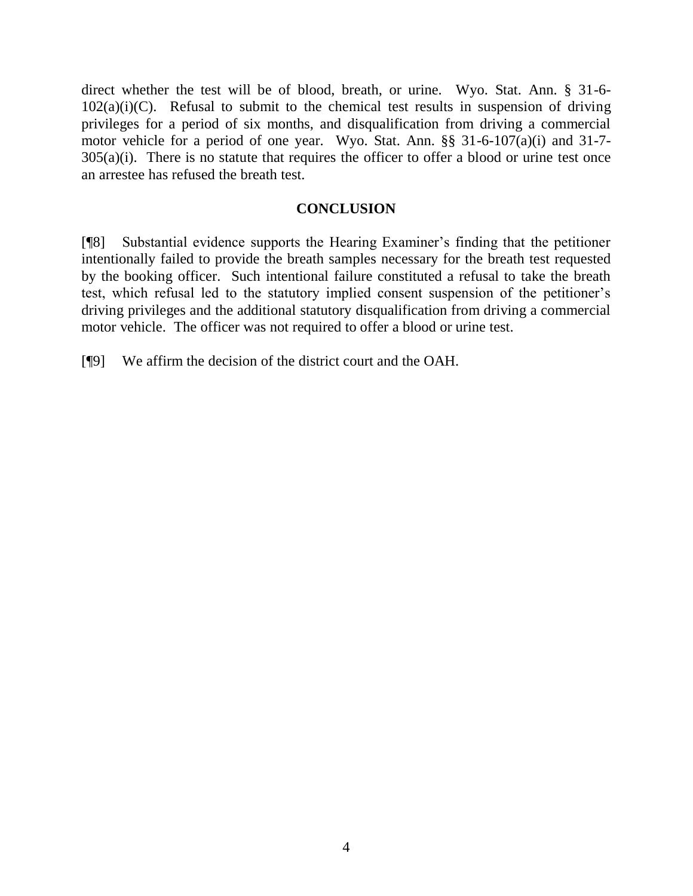direct whether the test will be of blood, breath, or urine. Wyo. Stat. Ann. § 31-6-102(a)(i)(C). Refusal to submit to the chemical test results in suspension of driving privileges for a period of six months, and disqualification from driving a commercial motor vehicle for a period of one year. Wyo. Stat. Ann. §§ 31-6-107(a)(i) and 31-7-305(a)(i). There is no statute that requires the officer to offer a blood or urine test once an arrestee has refused the breath test.

## CONCLUSION

[¶8] Substantial evidence supports the Hearing Examiner's finding that the petitioner intentionally failed to provide the breath samples necessary for the breath test requested by the booking officer. Such intentional failure constituted a refusal to take the breath test, which refusal led to the statutory implied consent suspension of the petitioner's driving privileges and the additional statutory disqualification from driving a commercial motor vehicle. The officer was not required to offer a blood or urine test.

[¶9] We affirm the decision of the district court and the OAH.